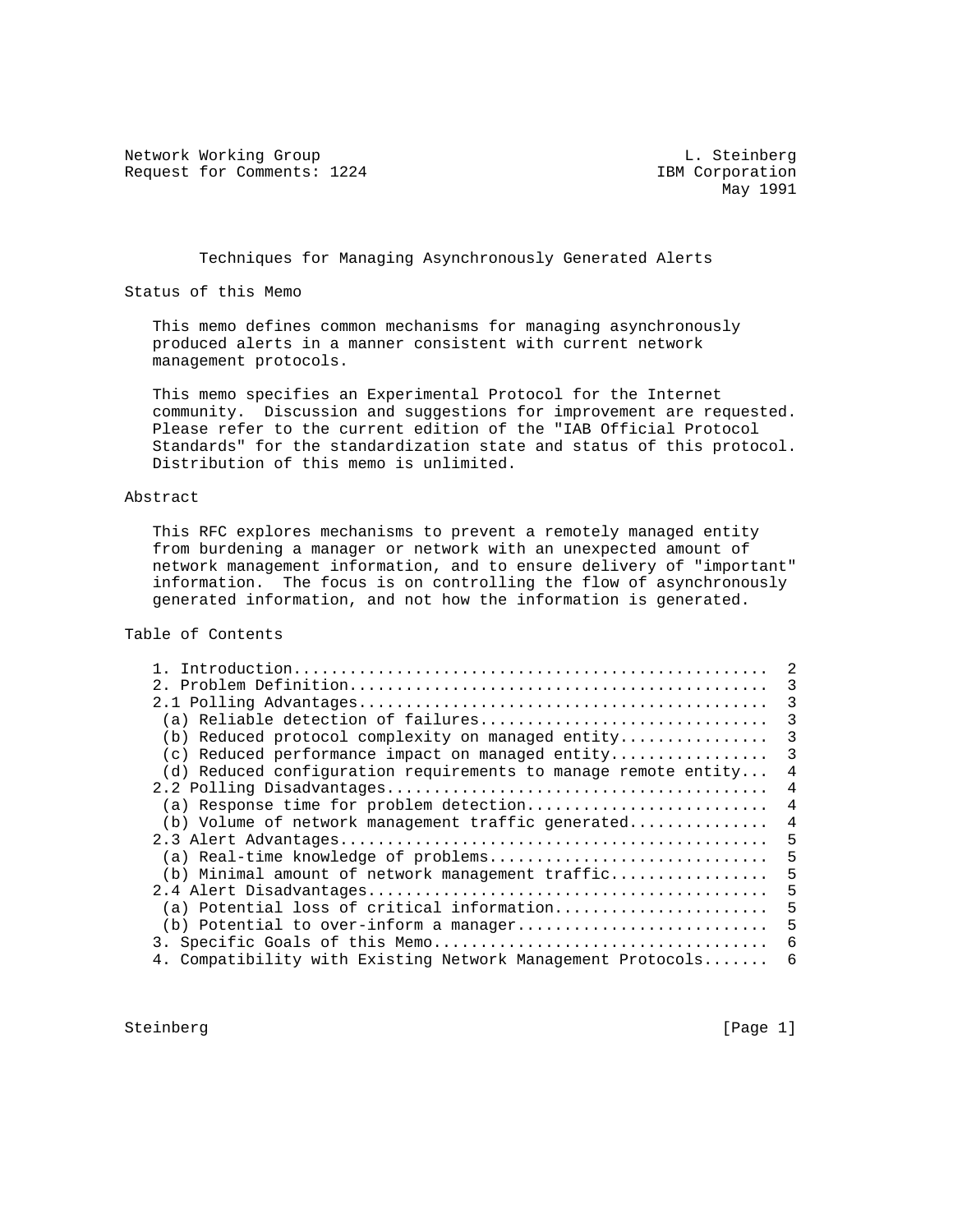Network Working Group L. Steinberg
Request for Comments: 1224 IBM Corporation
May 1991

# Techniques for Managing Asynchronously Generated Alerts

## Status of this Memo

This memo defines common mechanisms for managing asynchronously produced alerts in a manner consistent with current network management protocols.

This memo specifies an Experimental Protocol for the Internet community. Discussion and suggestions for improvement are requested. Please refer to the current edition of the "IAB Official Protocol Standards" for the standardization state and status of this protocol. Distribution of this memo is unlimited.

## Abstract

This RFC explores mechanisms to prevent a remotely managed entity from burdening a manager or network with an unexpected amount of network management information, and to ensure delivery of "important" information. The focus is on controlling the flow of asynchronously generated information, and not how the information is generated.

## Table of Contents

```
1. Introduction.................................................. 2
2. Problem Definition............................................ 3
2.1 Polling Advantages........................................... 3
 (a) Reliable detection of failures.............................. 3
 (b) Reduced protocol complexity on managed entity............... 3
 (c) Reduced performance impact on managed entity................ 3
 (d) Reduced configuration requirements to manage remote entity... 4
2.2 Polling Disadvantages........................................ 4
 (a) Response time for problem detection......................... 4
 (b) Volume of network management traffic generated.............. 4
2.3 Alert Advantages............................................. 5
 (a) Real-time knowledge of problems............................. 5
 (b) Minimal amount of network management traffic................ 5
2.4 Alert Disadvantages.......................................... 5
 (a) Potential loss of critical information...................... 5
 (b) Potential to over-inform a manager.......................... 5
3. Specific Goals of this Memo................................... 6
4. Compatibility with Existing Network Management Protocols....... 6
```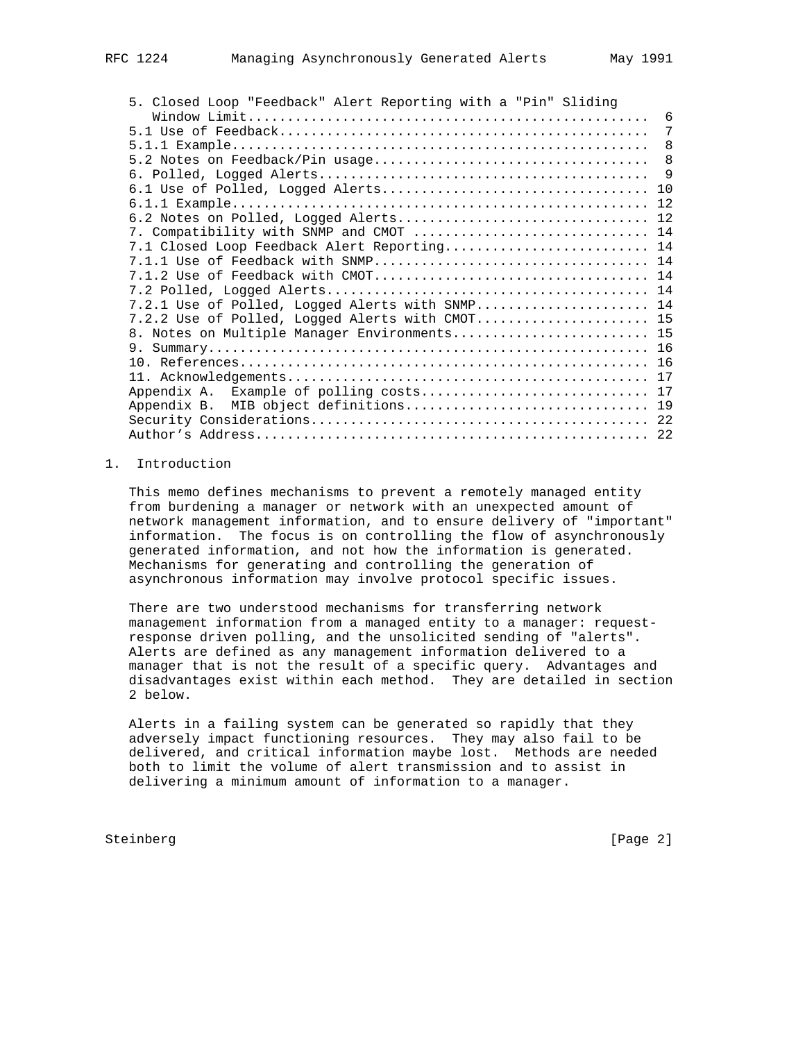5. Closed Loop "Feedback" Alert Reporting with a "Pin" Sliding Window Limit .................................................. 6
5.1 Use of Feedback ............................................... 7
5.1.1 Example ..................................................... 8
5.2 Notes on Feedback/Pin usage ................................... 8
6. Polled, Logged Alerts .......................................... 9
6.1 Use of Polled, Logged Alerts .................................. 10
6.1.1 Example ..................................................... 12
6.2 Notes on Polled, Logged Alerts ................................ 12
7. Compatibility with SNMP and CMOT ............................... 14
7.1 Closed Loop Feedback Alert Reporting .......................... 14
7.1.1 Use of Feedback with SNMP ................................... 14
7.1.2 Use of Feedback with CMOT ................................... 14
7.2 Polled, Logged Alerts ......................................... 14
7.2.1 Use of Polled, Logged Alerts with SNMP ...................... 14
7.2.2 Use of Polled, Logged Alerts with CMOT ...................... 15
8. Notes on Multiple Manager Environments ......................... 15
9. Summary ........................................................ 16
10. References .................................................... 16
11. Acknowledgements .............................................. 17
Appendix A. Example of polling costs .............................. 17
Appendix B. MIB object definitions ................................ 19
Security Considerations ........................................... 22
Author's Address .................................................. 22

## 1. Introduction

This memo defines mechanisms to prevent a remotely managed entity from burdening a manager or network with an unexpected amount of network management information, and to ensure delivery of "important" information. The focus is on controlling the flow of asynchronously generated information, and not how the information is generated. Mechanisms for generating and controlling the generation of asynchronous information may involve protocol specific issues.

There are two understood mechanisms for transferring network management information from a managed entity to a manager: request-response driven polling, and the unsolicited sending of "alerts". Alerts are defined as any management information delivered to a manager that is not the result of a specific query. Advantages and disadvantages exist within each method. They are detailed in section 2 below.

Alerts in a failing system can be generated so rapidly that they adversely impact functioning resources. They may also fail to be delivered, and critical information maybe lost. Methods are needed both to limit the volume of alert transmission and to assist in delivering a minimum amount of information to a manager.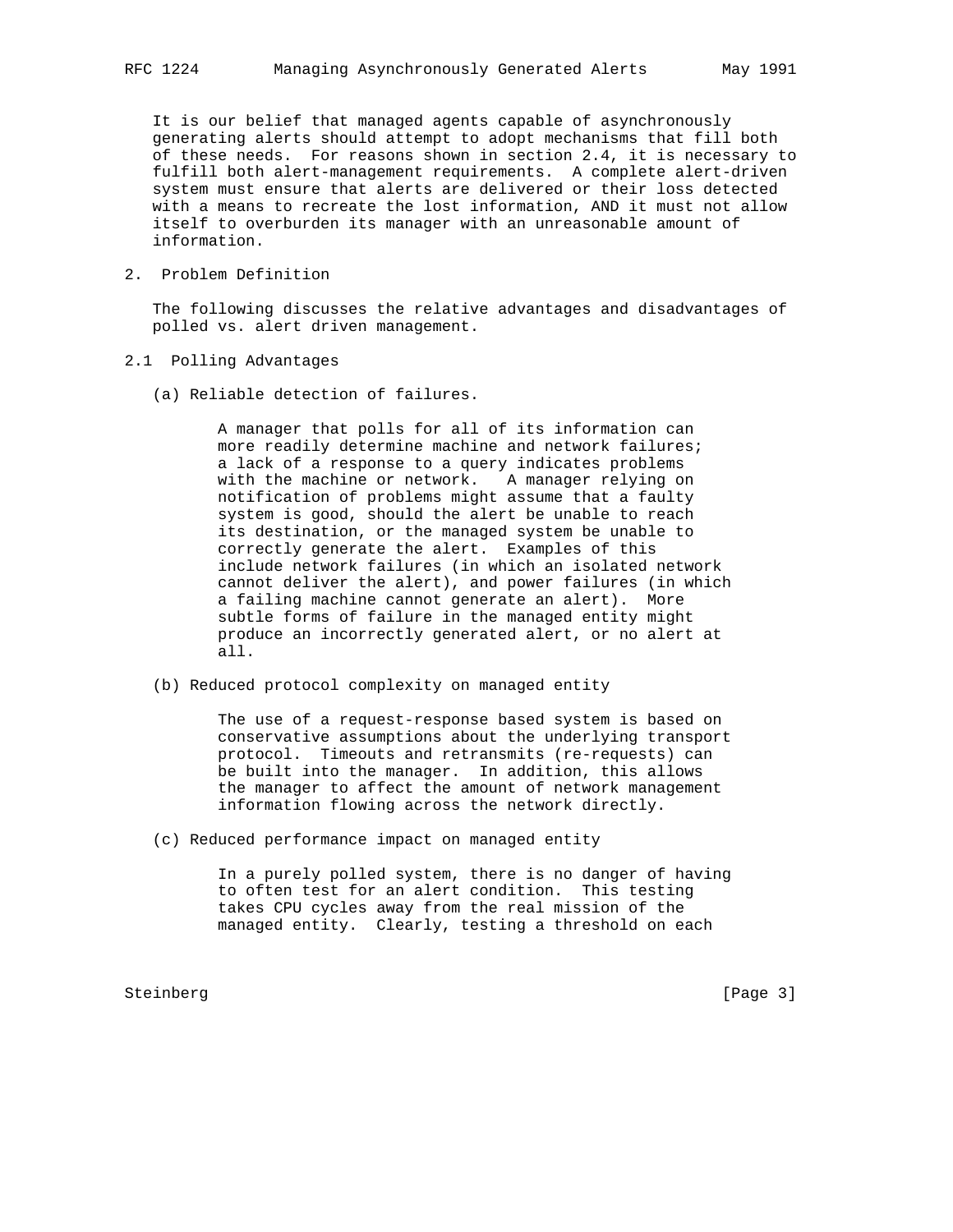It is our belief that managed agents capable of asynchronously generating alerts should attempt to adopt mechanisms that fill both of these needs. For reasons shown in section 2.4, it is necessary to fulfill both alert-management requirements. A complete alert-driven system must ensure that alerts are delivered or their loss detected with a means to recreate the lost information, AND it must not allow itself to overburden its manager with an unreasonable amount of information.

## 2. Problem Definition

The following discusses the relative advantages and disadvantages of polled vs. alert driven management.

### 2.1 Polling Advantages

(a) Reliable detection of failures.

A manager that polls for all of its information can more readily determine machine and network failures; a lack of a response to a query indicates problems with the machine or network. A manager relying on notification of problems might assume that a faulty system is good, should the alert be unable to reach its destination, or the managed system be unable to correctly generate the alert. Examples of this include network failures (in which an isolated network cannot deliver the alert), and power failures (in which a failing machine cannot generate an alert). More subtle forms of failure in the managed entity might produce an incorrectly generated alert, or no alert at all.

(b) Reduced protocol complexity on managed entity

The use of a request-response based system is based on conservative assumptions about the underlying transport protocol. Timeouts and retransmits (re-requests) can be built into the manager. In addition, this allows the manager to affect the amount of network management information flowing across the network directly.

(c) Reduced performance impact on managed entity

In a purely polled system, there is no danger of having to often test for an alert condition. This testing takes CPU cycles away from the real mission of the managed entity. Clearly, testing a threshold on each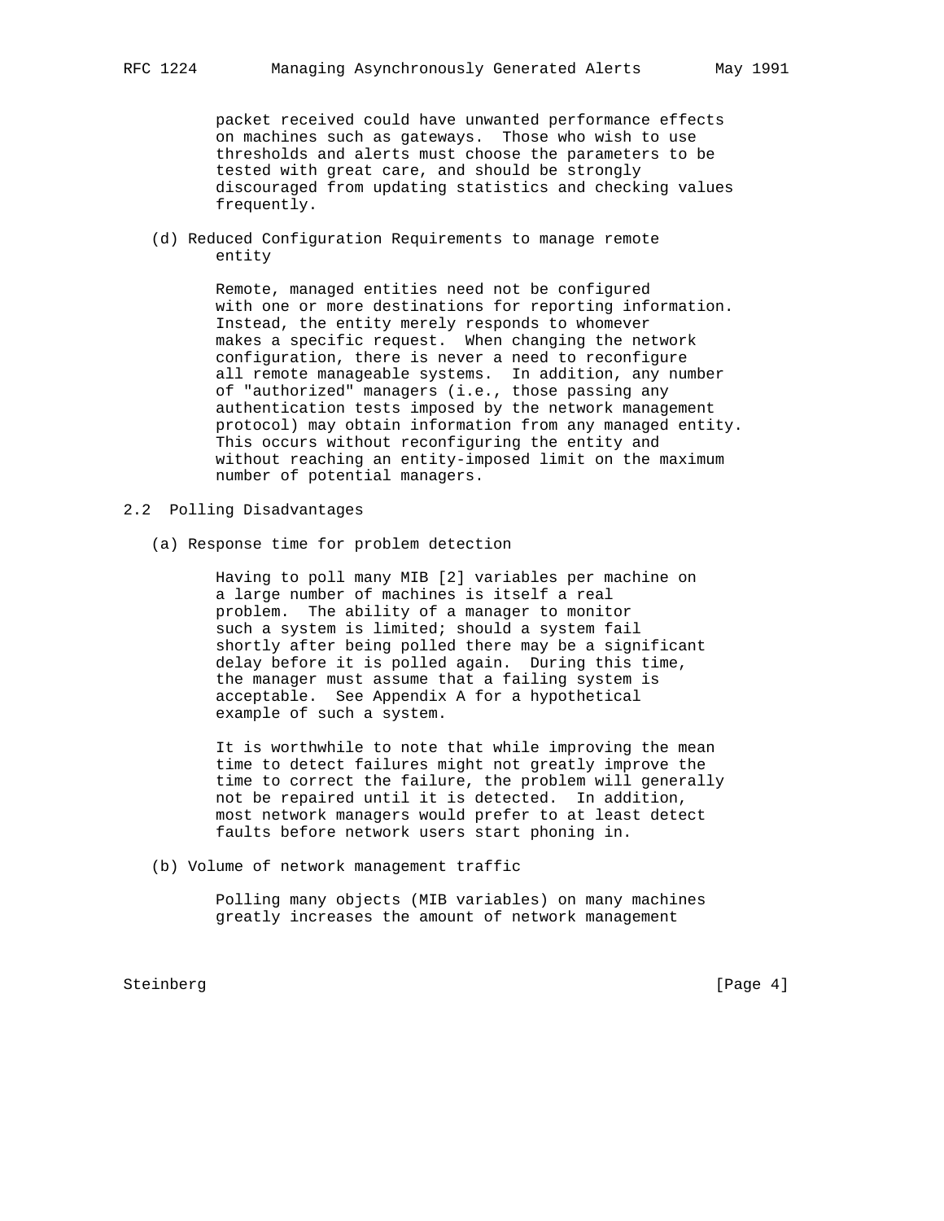packet received could have unwanted performance effects on machines such as gateways. Those who wish to use thresholds and alerts must choose the parameters to be tested with great care, and should be strongly discouraged from updating statistics and checking values frequently.

(d) Reduced Configuration Requirements to manage remote entity

Remote, managed entities need not be configured with one or more destinations for reporting information. Instead, the entity merely responds to whomever makes a specific request. When changing the network configuration, there is never a need to reconfigure all remote manageable systems. In addition, any number of "authorized" managers (i.e., those passing any authentication tests imposed by the network management protocol) may obtain information from any managed entity. This occurs without reconfiguring the entity and without reaching an entity-imposed limit on the maximum number of potential managers.

## 2.2 Polling Disadvantages

(a) Response time for problem detection

Having to poll many MIB [2] variables per machine on a large number of machines is itself a real problem. The ability of a manager to monitor such a system is limited; should a system fail shortly after being polled there may be a significant delay before it is polled again. During this time, the manager must assume that a failing system is acceptable. See Appendix A for a hypothetical example of such a system.

It is worthwhile to note that while improving the mean time to detect failures might not greatly improve the time to correct the failure, the problem will generally not be repaired until it is detected. In addition, most network managers would prefer to at least detect faults before network users start phoning in.

(b) Volume of network management traffic

Polling many objects (MIB variables) on many machines greatly increases the amount of network management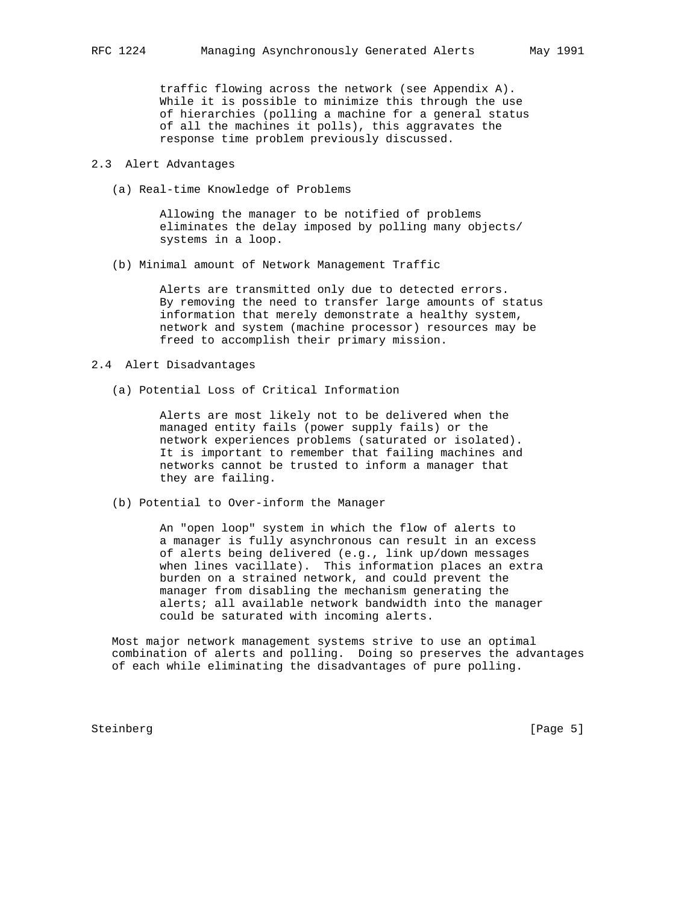traffic flowing across the network (see Appendix A). While it is possible to minimize this through the use of hierarchies (polling a machine for a general status of all the machines it polls), this aggravates the response time problem previously discussed.

## 2.3 Alert Advantages

(a) Real-time Knowledge of Problems

Allowing the manager to be notified of problems eliminates the delay imposed by polling many objects/ systems in a loop.

(b) Minimal amount of Network Management Traffic

Alerts are transmitted only due to detected errors. By removing the need to transfer large amounts of status information that merely demonstrate a healthy system, network and system (machine processor) resources may be freed to accomplish their primary mission.

## 2.4 Alert Disadvantages

(a) Potential Loss of Critical Information

Alerts are most likely not to be delivered when the managed entity fails (power supply fails) or the network experiences problems (saturated or isolated). It is important to remember that failing machines and networks cannot be trusted to inform a manager that they are failing.

(b) Potential to Over-inform the Manager

An "open loop" system in which the flow of alerts to a manager is fully asynchronous can result in an excess of alerts being delivered (e.g., link up/down messages when lines vacillate). This information places an extra burden on a strained network, and could prevent the manager from disabling the mechanism generating the alerts; all available network bandwidth into the manager could be saturated with incoming alerts.

Most major network management systems strive to use an optimal combination of alerts and polling. Doing so preserves the advantages of each while eliminating the disadvantages of pure polling.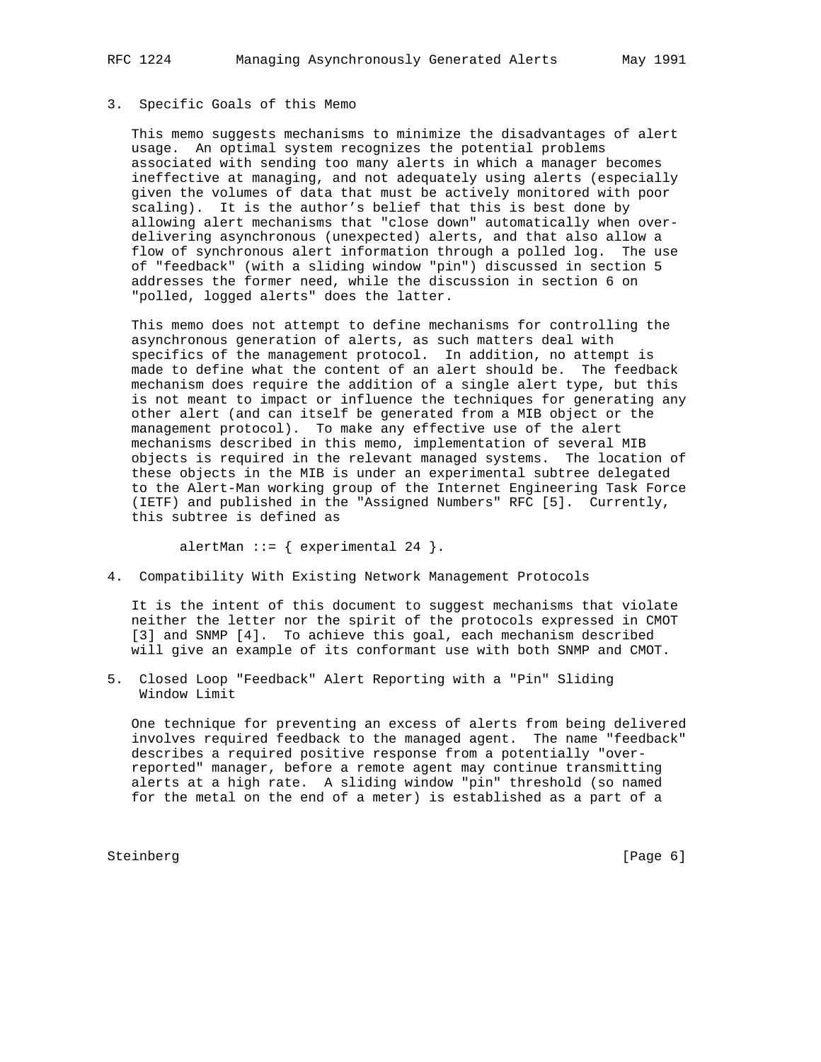## 3. Specific Goals of this Memo

This memo suggests mechanisms to minimize the disadvantages of alert usage. An optimal system recognizes the potential problems associated with sending too many alerts in which a manager becomes ineffective at managing, and not adequately using alerts (especially given the volumes of data that must be actively monitored with poor scaling). It is the author’s belief that this is best done by allowing alert mechanisms that "close down" automatically when over-delivering asynchronous (unexpected) alerts, and that also allow a flow of synchronous alert information through a polled log. The use of "feedback" (with a sliding window "pin") discussed in section 5 addresses the former need, while the discussion in section 6 on "polled, logged alerts" does the latter.

This memo does not attempt to define mechanisms for controlling the asynchronous generation of alerts, as such matters deal with specifics of the management protocol. In addition, no attempt is made to define what the content of an alert should be. The feedback mechanism does require the addition of a single alert type, but this is not meant to impact or influence the techniques for generating any other alert (and can itself be generated from a MIB object or the management protocol). To make any effective use of the alert mechanisms described in this memo, implementation of several MIB objects is required in the relevant managed systems. The location of these objects in the MIB is under an experimental subtree delegated to the Alert-Man working group of the Internet Engineering Task Force (IETF) and published in the "Assigned Numbers" RFC [5]. Currently, this subtree is defined as

```
alertMan ::= { experimental 24 }.
```

## 4. Compatibility With Existing Network Management Protocols

It is the intent of this document to suggest mechanisms that violate neither the letter nor the spirit of the protocols expressed in CMOT [3] and SNMP [4]. To achieve this goal, each mechanism described will give an example of its conformant use with both SNMP and CMOT.

## 5. Closed Loop "Feedback" Alert Reporting with a "Pin" Sliding Window Limit

One technique for preventing an excess of alerts from being delivered involves required feedback to the managed agent. The name "feedback" describes a required positive response from a potentially "over-reported" manager, before a remote agent may continue transmitting alerts at a high rate. A sliding window "pin" threshold (so named for the metal on the end of a meter) is established as a part of a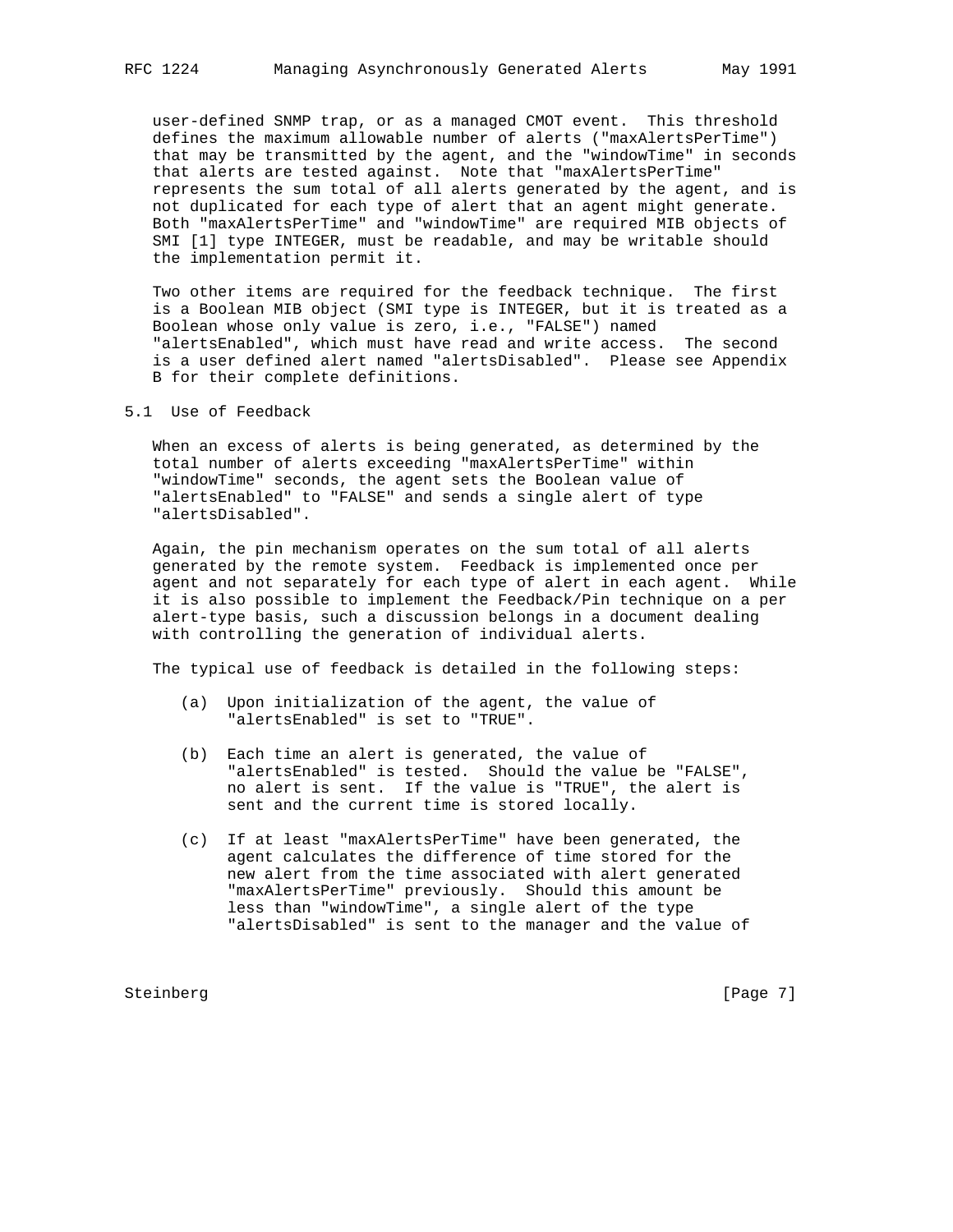user-defined SNMP trap, or as a managed CMOT event. This threshold defines the maximum allowable number of alerts ("maxAlertsPerTime") that may be transmitted by the agent, and the "windowTime" in seconds that alerts are tested against. Note that "maxAlertsPerTime" represents the sum total of all alerts generated by the agent, and is not duplicated for each type of alert that an agent might generate. Both "maxAlertsPerTime" and "windowTime" are required MIB objects of SMI [1] type INTEGER, must be readable, and may be writable should the implementation permit it.

Two other items are required for the feedback technique. The first is a Boolean MIB object (SMI type is INTEGER, but it is treated as a Boolean whose only value is zero, i.e., "FALSE") named "alertsEnabled", which must have read and write access. The second is a user defined alert named "alertsDisabled". Please see Appendix B for their complete definitions.

## 5.1 Use of Feedback

When an excess of alerts is being generated, as determined by the total number of alerts exceeding "maxAlertsPerTime" within "windowTime" seconds, the agent sets the Boolean value of "alertsEnabled" to "FALSE" and sends a single alert of type "alertsDisabled".

Again, the pin mechanism operates on the sum total of all alerts generated by the remote system. Feedback is implemented once per agent and not separately for each type of alert in each agent. While it is also possible to implement the Feedback/Pin technique on a per alert-type basis, such a discussion belongs in a document dealing with controlling the generation of individual alerts.

The typical use of feedback is detailed in the following steps:

(a) Upon initialization of the agent, the value of "alertsEnabled" is set to "TRUE".

(b) Each time an alert is generated, the value of "alertsEnabled" is tested. Should the value be "FALSE", no alert is sent. If the value is "TRUE", the alert is sent and the current time is stored locally.

(c) If at least "maxAlertsPerTime" have been generated, the agent calculates the difference of time stored for the new alert from the time associated with alert generated "maxAlertsPerTime" previously. Should this amount be less than "windowTime", a single alert of the type "alertsDisabled" is sent to the manager and the value of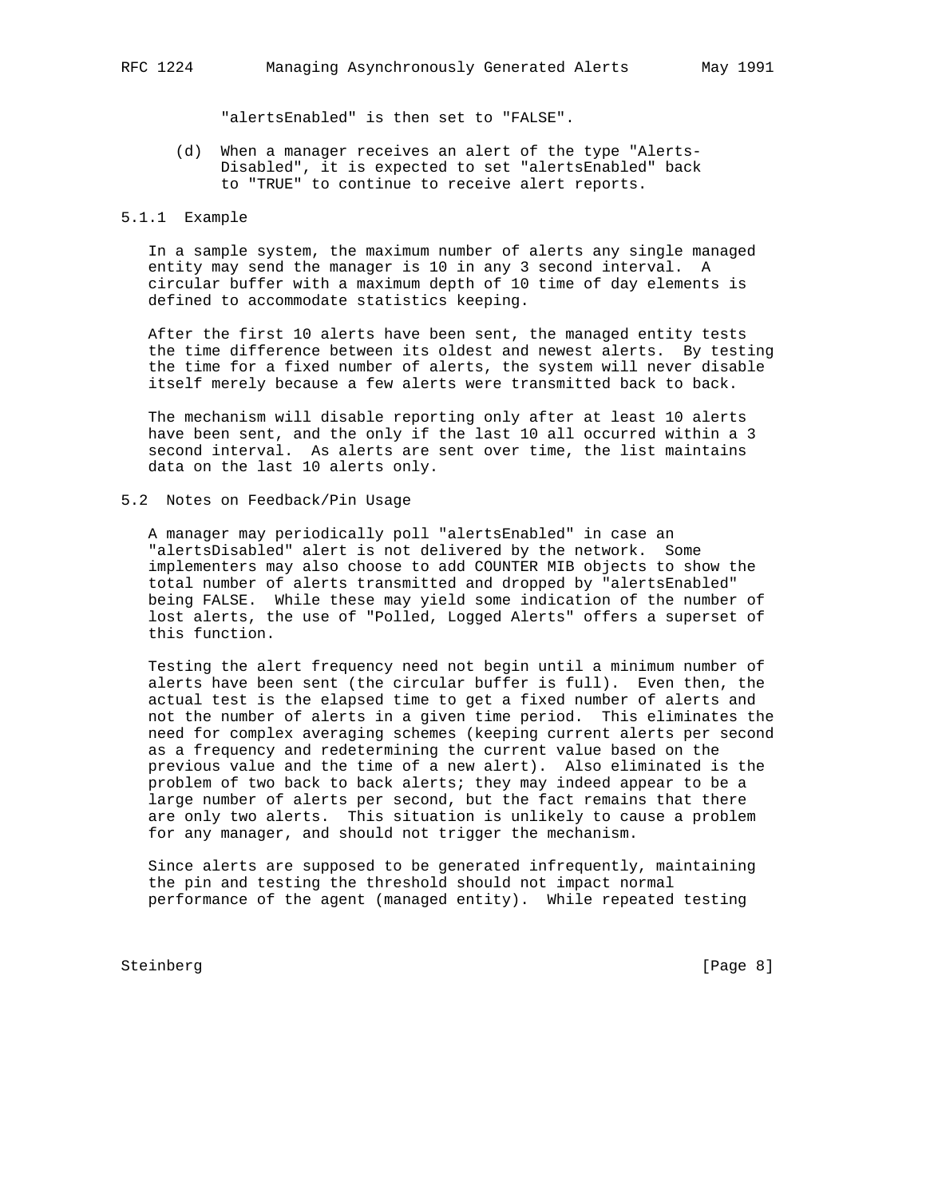"alertsEnabled" is then set to "FALSE".

(d) When a manager receives an alert of the type "Alerts-Disabled", it is expected to set "alertsEnabled" back to "TRUE" to continue to receive alert reports.

### 5.1.1 Example

In a sample system, the maximum number of alerts any single managed entity may send the manager is 10 in any 3 second interval. A circular buffer with a maximum depth of 10 time of day elements is defined to accommodate statistics keeping.

After the first 10 alerts have been sent, the managed entity tests the time difference between its oldest and newest alerts. By testing the time for a fixed number of alerts, the system will never disable itself merely because a few alerts were transmitted back to back.

The mechanism will disable reporting only after at least 10 alerts have been sent, and the only if the last 10 all occurred within a 3 second interval. As alerts are sent over time, the list maintains data on the last 10 alerts only.

## 5.2 Notes on Feedback/Pin Usage

A manager may periodically poll "alertsEnabled" in case an "alertsDisabled" alert is not delivered by the network. Some implementers may also choose to add COUNTER MIB objects to show the total number of alerts transmitted and dropped by "alertsEnabled" being FALSE. While these may yield some indication of the number of lost alerts, the use of "Polled, Logged Alerts" offers a superset of this function.

Testing the alert frequency need not begin until a minimum number of alerts have been sent (the circular buffer is full). Even then, the actual test is the elapsed time to get a fixed number of alerts and not the number of alerts in a given time period. This eliminates the need for complex averaging schemes (keeping current alerts per second as a frequency and redetermining the current value based on the previous value and the time of a new alert). Also eliminated is the problem of two back to back alerts; they may indeed appear to be a large number of alerts per second, but the fact remains that there are only two alerts. This situation is unlikely to cause a problem for any manager, and should not trigger the mechanism.

Since alerts are supposed to be generated infrequently, maintaining the pin and testing the threshold should not impact normal performance of the agent (managed entity). While repeated testing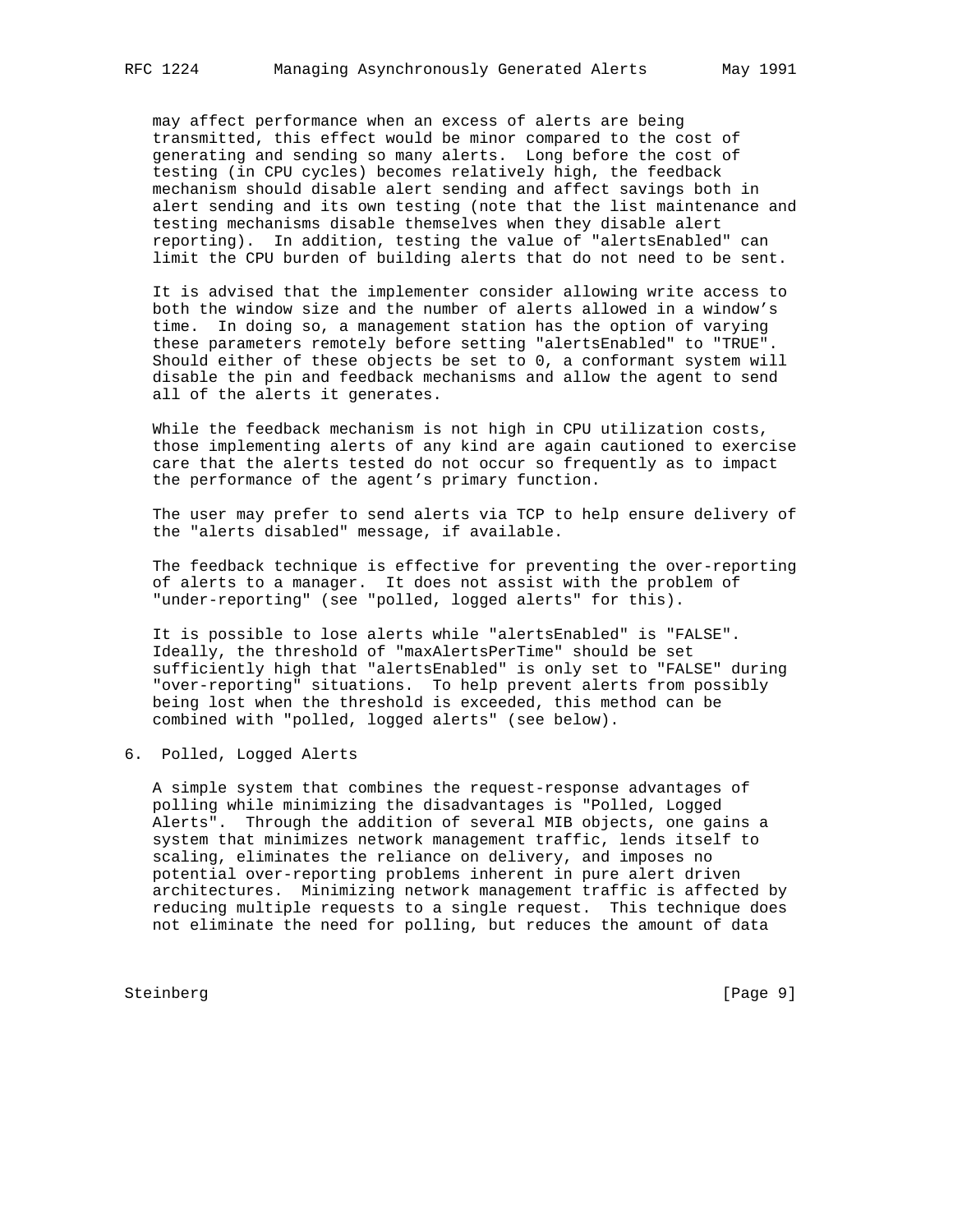may affect performance when an excess of alerts are being transmitted, this effect would be minor compared to the cost of generating and sending so many alerts. Long before the cost of testing (in CPU cycles) becomes relatively high, the feedback mechanism should disable alert sending and affect savings both in alert sending and its own testing (note that the list maintenance and testing mechanisms disable themselves when they disable alert reporting). In addition, testing the value of "alertsEnabled" can limit the CPU burden of building alerts that do not need to be sent.

It is advised that the implementer consider allowing write access to both the window size and the number of alerts allowed in a window's time. In doing so, a management station has the option of varying these parameters remotely before setting "alertsEnabled" to "TRUE". Should either of these objects be set to 0, a conformant system will disable the pin and feedback mechanisms and allow the agent to send all of the alerts it generates.

While the feedback mechanism is not high in CPU utilization costs, those implementing alerts of any kind are again cautioned to exercise care that the alerts tested do not occur so frequently as to impact the performance of the agent's primary function.

The user may prefer to send alerts via TCP to help ensure delivery of the "alerts disabled" message, if available.

The feedback technique is effective for preventing the over-reporting of alerts to a manager. It does not assist with the problem of "under-reporting" (see "polled, logged alerts" for this).

It is possible to lose alerts while "alertsEnabled" is "FALSE". Ideally, the threshold of "maxAlertsPerTime" should be set sufficiently high that "alertsEnabled" is only set to "FALSE" during "over-reporting" situations. To help prevent alerts from possibly being lost when the threshold is exceeded, this method can be combined with "polled, logged alerts" (see below).

## 6. Polled, Logged Alerts

A simple system that combines the request-response advantages of polling while minimizing the disadvantages is "Polled, Logged Alerts". Through the addition of several MIB objects, one gains a system that minimizes network management traffic, lends itself to scaling, eliminates the reliance on delivery, and imposes no potential over-reporting problems inherent in pure alert driven architectures. Minimizing network management traffic is affected by reducing multiple requests to a single request. This technique does not eliminate the need for polling, but reduces the amount of data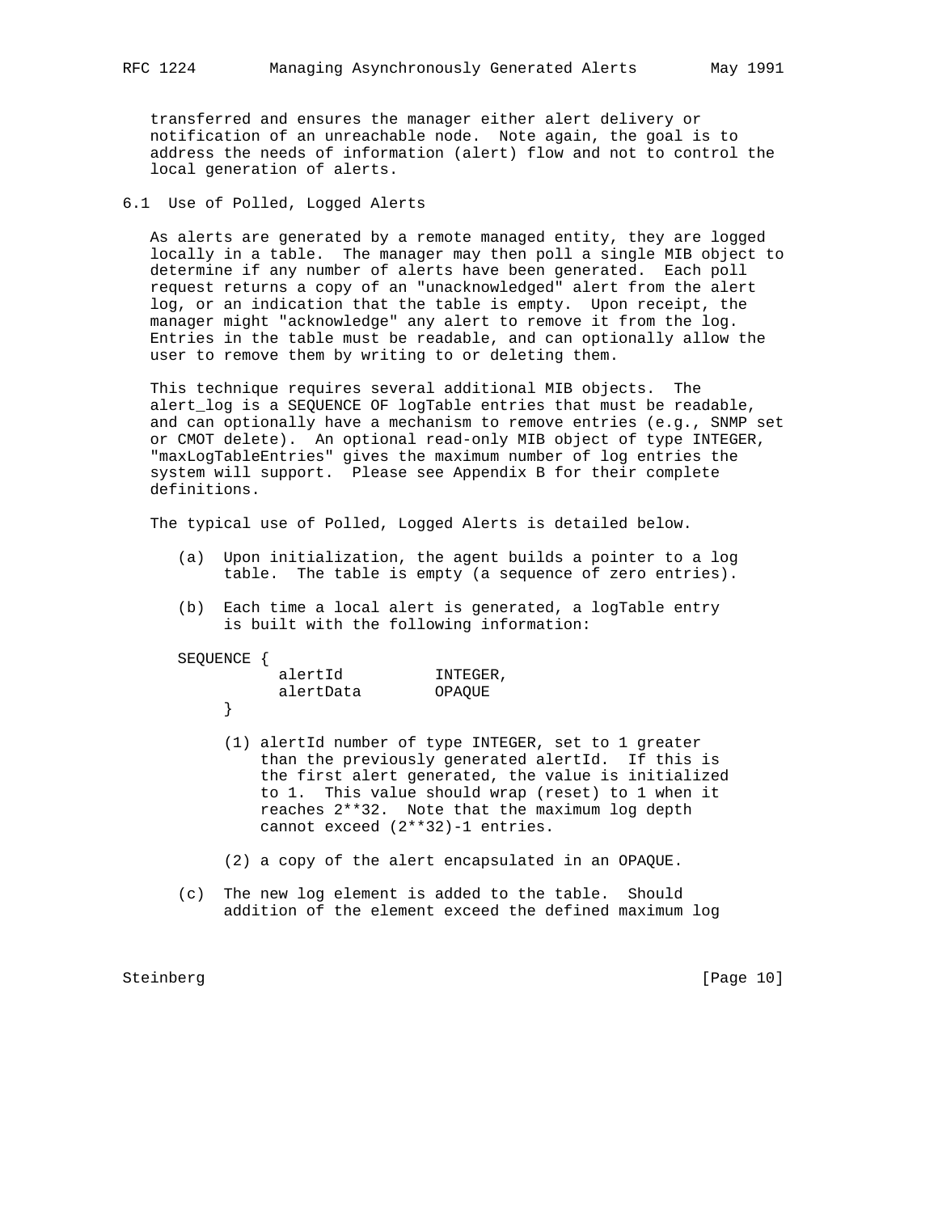transferred and ensures the manager either alert delivery or notification of an unreachable node. Note again, the goal is to address the needs of information (alert) flow and not to control the local generation of alerts.

## 6.1 Use of Polled, Logged Alerts

As alerts are generated by a remote managed entity, they are logged locally in a table. The manager may then poll a single MIB object to determine if any number of alerts have been generated. Each poll request returns a copy of an "unacknowledged" alert from the alert log, or an indication that the table is empty. Upon receipt, the manager might "acknowledge" any alert to remove it from the log. Entries in the table must be readable, and can optionally allow the user to remove them by writing to or deleting them.

This technique requires several additional MIB objects. The alert_log is a SEQUENCE OF logTable entries that must be readable, and can optionally have a mechanism to remove entries (e.g., SNMP set or CMOT delete). An optional read-only MIB object of type INTEGER, "maxLogTableEntries" gives the maximum number of log entries the system will support. Please see Appendix B for their complete definitions.

The typical use of Polled, Logged Alerts is detailed below.

(a) Upon initialization, the agent builds a pointer to a log table. The table is empty (a sequence of zero entries).

(b) Each time a local alert is generated, a logTable entry is built with the following information:

```
SEQUENCE {
          alertId          INTEGER,
          alertData        OPAQUE
     }
```

(1) alertId number of type INTEGER, set to 1 greater than the previously generated alertId. If this is the first alert generated, the value is initialized to 1. This value should wrap (reset) to 1 when it reaches 2**32. Note that the maximum log depth cannot exceed (2**32)-1 entries.

(2) a copy of the alert encapsulated in an OPAQUE.

(c) The new log element is added to the table. Should addition of the element exceed the defined maximum log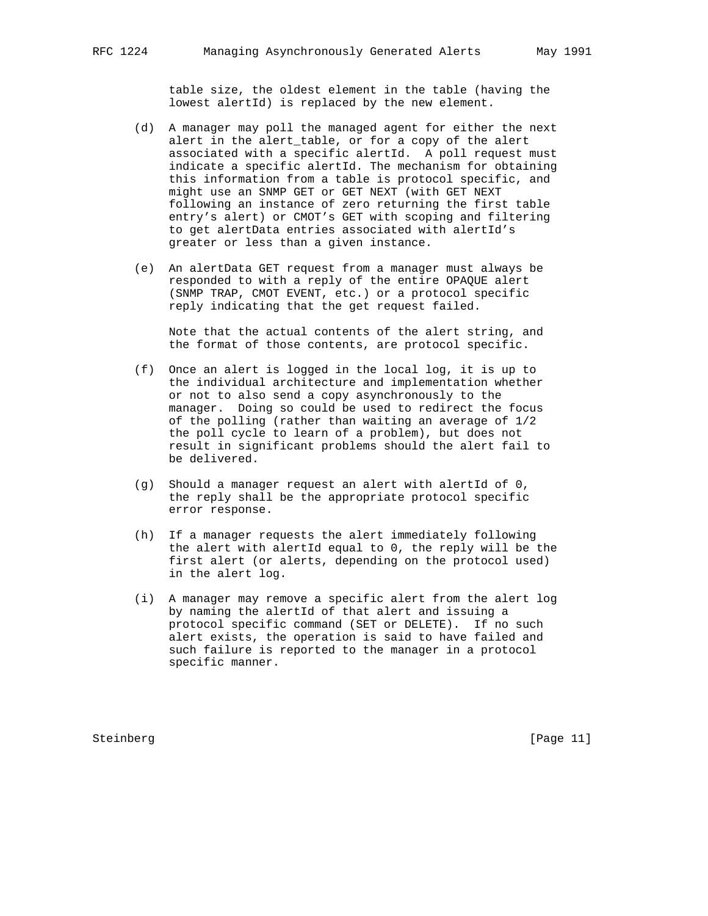table size, the oldest element in the table (having the lowest alertId) is replaced by the new element.

(d) A manager may poll the managed agent for either the next alert in the alert_table, or for a copy of the alert associated with a specific alertId. A poll request must indicate a specific alertId. The mechanism for obtaining this information from a table is protocol specific, and might use an SNMP GET or GET NEXT (with GET NEXT following an instance of zero returning the first table entry's alert) or CMOT's GET with scoping and filtering to get alertData entries associated with alertId's greater or less than a given instance.

(e) An alertData GET request from a manager must always be responded to with a reply of the entire OPAQUE alert (SNMP TRAP, CMOT EVENT, etc.) or a protocol specific reply indicating that the get request failed.

Note that the actual contents of the alert string, and the format of those contents, are protocol specific.

(f) Once an alert is logged in the local log, it is up to the individual architecture and implementation whether or not to also send a copy asynchronously to the manager. Doing so could be used to redirect the focus of the polling (rather than waiting an average of 1/2 the poll cycle to learn of a problem), but does not result in significant problems should the alert fail to be delivered.

(g) Should a manager request an alert with alertId of 0, the reply shall be the appropriate protocol specific error response.

(h) If a manager requests the alert immediately following the alert with alertId equal to 0, the reply will be the first alert (or alerts, depending on the protocol used) in the alert log.

(i) A manager may remove a specific alert from the alert log by naming the alertId of that alert and issuing a protocol specific command (SET or DELETE). If no such alert exists, the operation is said to have failed and such failure is reported to the manager in a protocol specific manner.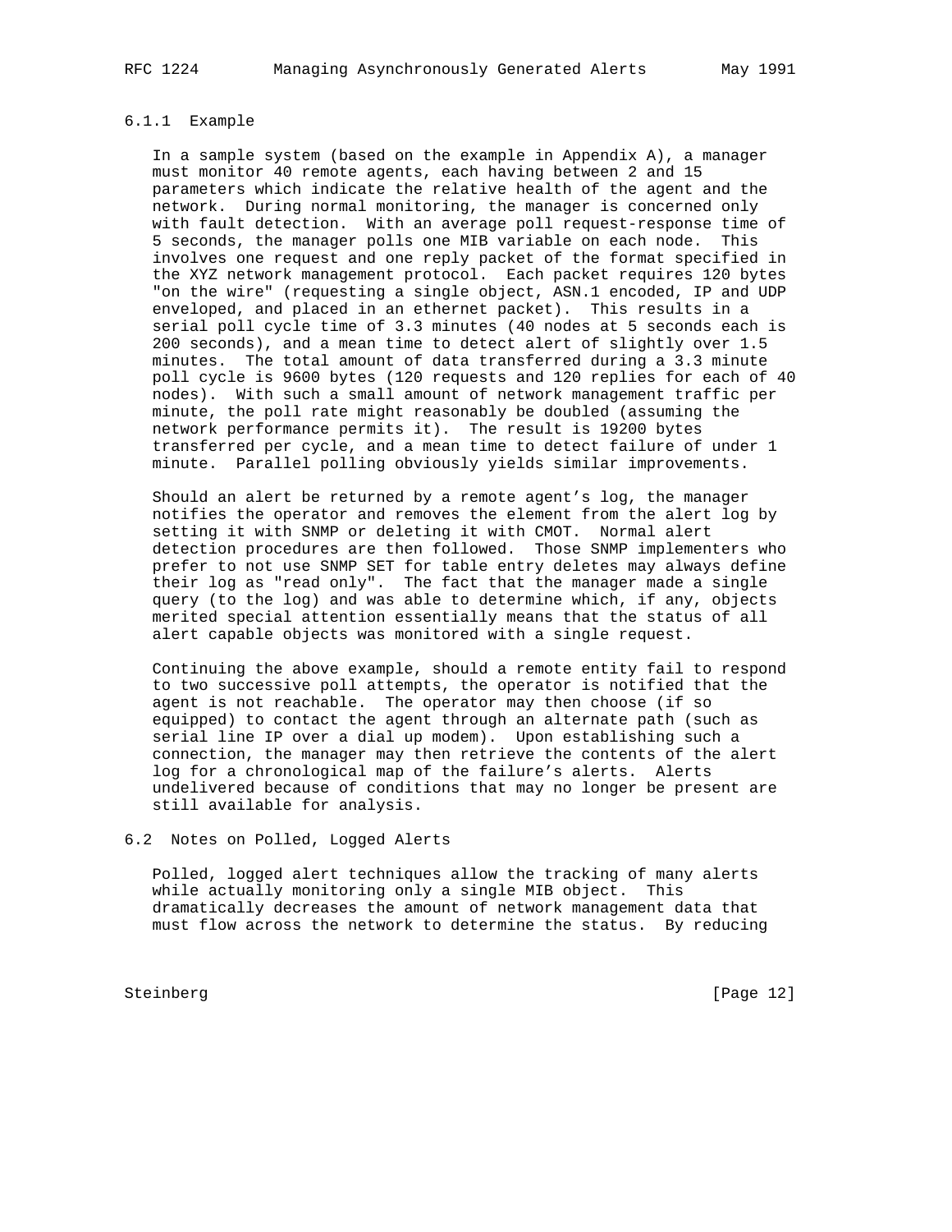### 6.1.1 Example

In a sample system (based on the example in Appendix A), a manager must monitor 40 remote agents, each having between 2 and 15 parameters which indicate the relative health of the agent and the network. During normal monitoring, the manager is concerned only with fault detection. With an average poll request-response time of 5 seconds, the manager polls one MIB variable on each node. This involves one request and one reply packet of the format specified in the XYZ network management protocol. Each packet requires 120 bytes "on the wire" (requesting a single object, ASN.1 encoded, IP and UDP enveloped, and placed in an ethernet packet). This results in a serial poll cycle time of 3.3 minutes (40 nodes at 5 seconds each is 200 seconds), and a mean time to detect alert of slightly over 1.5 minutes. The total amount of data transferred during a 3.3 minute poll cycle is 9600 bytes (120 requests and 120 replies for each of 40 nodes). With such a small amount of network management traffic per minute, the poll rate might reasonably be doubled (assuming the network performance permits it). The result is 19200 bytes transferred per cycle, and a mean time to detect failure of under 1 minute. Parallel polling obviously yields similar improvements.

Should an alert be returned by a remote agent's log, the manager notifies the operator and removes the element from the alert log by setting it with SNMP or deleting it with CMOT. Normal alert detection procedures are then followed. Those SNMP implementers who prefer to not use SNMP SET for table entry deletes may always define their log as "read only". The fact that the manager made a single query (to the log) and was able to determine which, if any, objects merited special attention essentially means that the status of all alert capable objects was monitored with a single request.

Continuing the above example, should a remote entity fail to respond to two successive poll attempts, the operator is notified that the agent is not reachable. The operator may then choose (if so equipped) to contact the agent through an alternate path (such as serial line IP over a dial up modem). Upon establishing such a connection, the manager may then retrieve the contents of the alert log for a chronological map of the failure's alerts. Alerts undelivered because of conditions that may no longer be present are still available for analysis.

## 6.2 Notes on Polled, Logged Alerts

Polled, logged alert techniques allow the tracking of many alerts while actually monitoring only a single MIB object. This dramatically decreases the amount of network management data that must flow across the network to determine the status. By reducing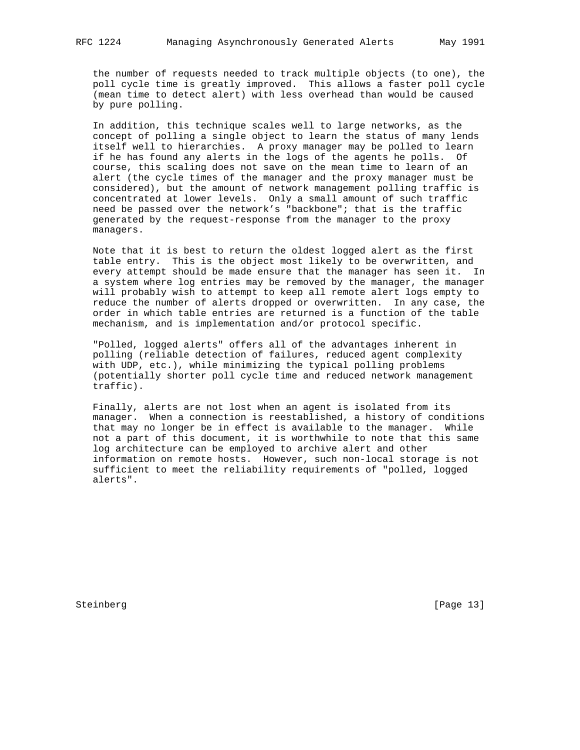the number of requests needed to track multiple objects (to one), the poll cycle time is greatly improved. This allows a faster poll cycle (mean time to detect alert) with less overhead than would be caused by pure polling.

In addition, this technique scales well to large networks, as the concept of polling a single object to learn the status of many lends itself well to hierarchies. A proxy manager may be polled to learn if he has found any alerts in the logs of the agents he polls. Of course, this scaling does not save on the mean time to learn of an alert (the cycle times of the manager and the proxy manager must be considered), but the amount of network management polling traffic is concentrated at lower levels. Only a small amount of such traffic need be passed over the network's "backbone"; that is the traffic generated by the request-response from the manager to the proxy managers.

Note that it is best to return the oldest logged alert as the first table entry. This is the object most likely to be overwritten, and every attempt should be made ensure that the manager has seen it. In a system where log entries may be removed by the manager, the manager will probably wish to attempt to keep all remote alert logs empty to reduce the number of alerts dropped or overwritten. In any case, the order in which table entries are returned is a function of the table mechanism, and is implementation and/or protocol specific.

"Polled, logged alerts" offers all of the advantages inherent in polling (reliable detection of failures, reduced agent complexity with UDP, etc.), while minimizing the typical polling problems (potentially shorter poll cycle time and reduced network management traffic).

Finally, alerts are not lost when an agent is isolated from its manager. When a connection is reestablished, a history of conditions that may no longer be in effect is available to the manager. While not a part of this document, it is worthwhile to note that this same log architecture can be employed to archive alert and other information on remote hosts. However, such non-local storage is not sufficient to meet the reliability requirements of "polled, logged alerts".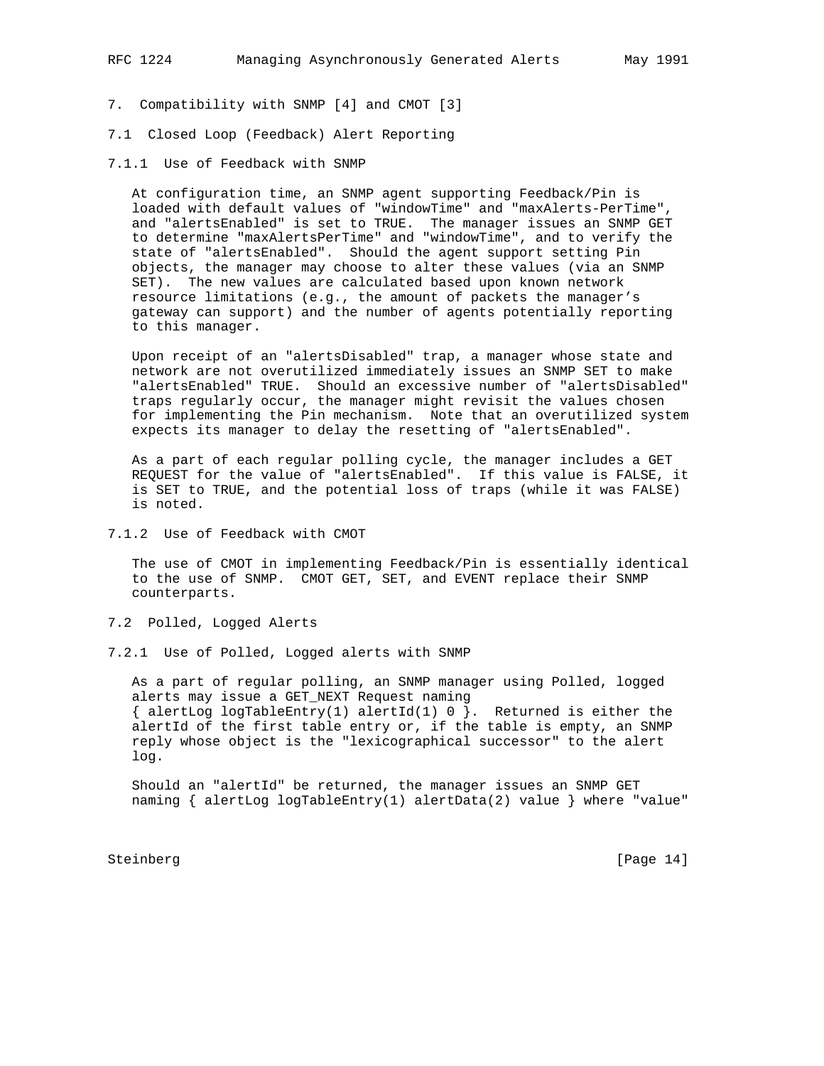## 7. Compatibility with SNMP [4] and CMOT [3]

### 7.1 Closed Loop (Feedback) Alert Reporting

#### 7.1.1 Use of Feedback with SNMP

At configuration time, an SNMP agent supporting Feedback/Pin is loaded with default values of "windowTime" and "maxAlerts-PerTime", and "alertsEnabled" is set to TRUE. The manager issues an SNMP GET to determine "maxAlertsPerTime" and "windowTime", and to verify the state of "alertsEnabled". Should the agent support setting Pin objects, the manager may choose to alter these values (via an SNMP SET). The new values are calculated based upon known network resource limitations (e.g., the amount of packets the manager's gateway can support) and the number of agents potentially reporting to this manager.

Upon receipt of an "alertsDisabled" trap, a manager whose state and network are not overutilized immediately issues an SNMP SET to make "alertsEnabled" TRUE. Should an excessive number of "alertsDisabled" traps regularly occur, the manager might revisit the values chosen for implementing the Pin mechanism. Note that an overutilized system expects its manager to delay the resetting of "alertsEnabled".

As a part of each regular polling cycle, the manager includes a GET REQUEST for the value of "alertsEnabled". If this value is FALSE, it is SET to TRUE, and the potential loss of traps (while it was FALSE) is noted.

#### 7.1.2 Use of Feedback with CMOT

The use of CMOT in implementing Feedback/Pin is essentially identical to the use of SNMP. CMOT GET, SET, and EVENT replace their SNMP counterparts.

### 7.2 Polled, Logged Alerts

#### 7.2.1 Use of Polled, Logged alerts with SNMP

As a part of regular polling, an SNMP manager using Polled, logged alerts may issue a GET_NEXT Request naming { alertLog logTableEntry(1) alertId(1) 0 }. Returned is either the alertId of the first table entry or, if the table is empty, an SNMP reply whose object is the "lexicographical successor" to the alert log.

Should an "alertId" be returned, the manager issues an SNMP GET naming { alertLog logTableEntry(1) alertData(2) value } where "value"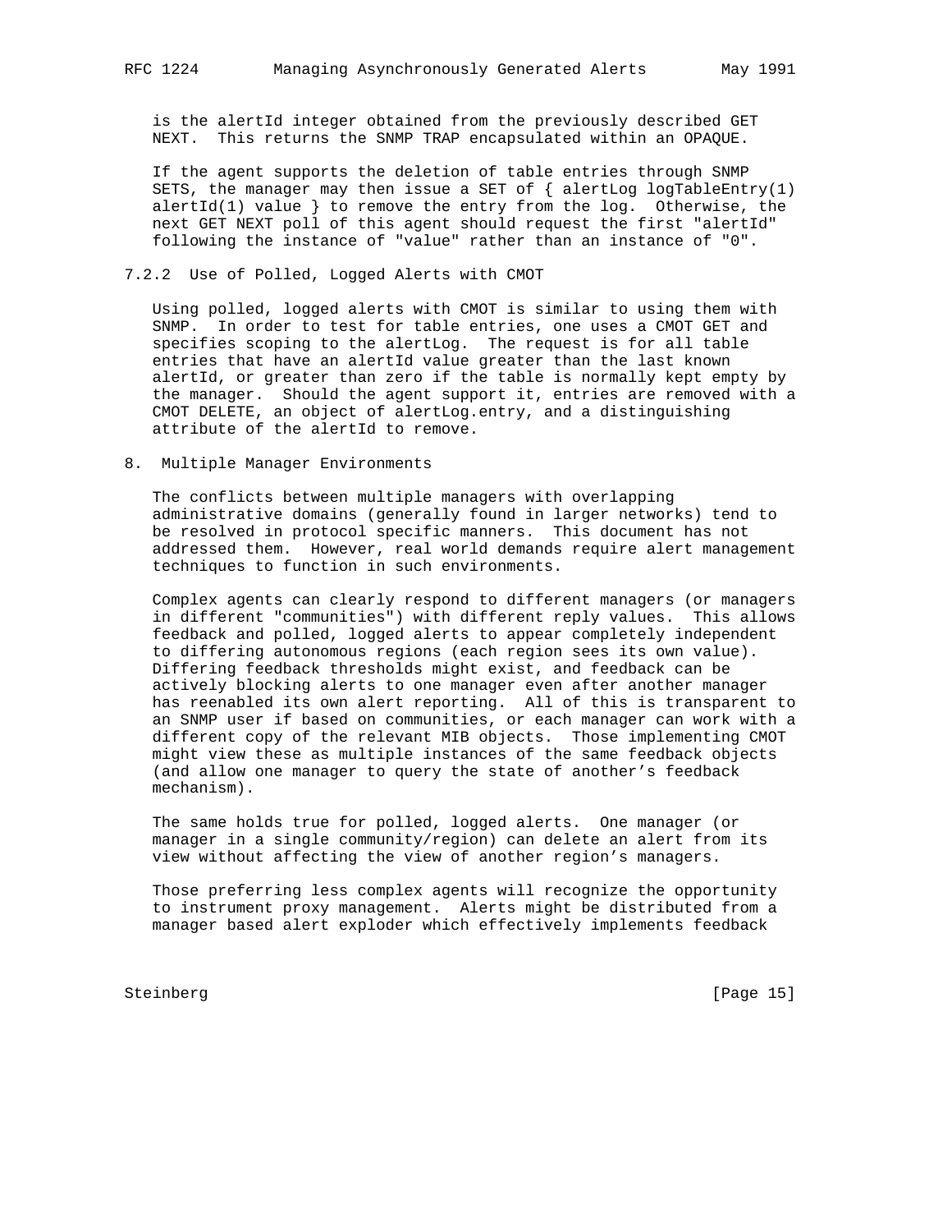is the alertId integer obtained from the previously described GET NEXT. This returns the SNMP TRAP encapsulated within an OPAQUE.

If the agent supports the deletion of table entries through SNMP SETS, the manager may then issue a SET of { alertLog logTableEntry(1) alertId(1) value } to remove the entry from the log. Otherwise, the next GET NEXT poll of this agent should request the first "alertId" following the instance of "value" rather than an instance of "0".

### 7.2.2 Use of Polled, Logged Alerts with CMOT

Using polled, logged alerts with CMOT is similar to using them with SNMP. In order to test for table entries, one uses a CMOT GET and specifies scoping to the alertLog. The request is for all table entries that have an alertId value greater than the last known alertId, or greater than zero if the table is normally kept empty by the manager. Should the agent support it, entries are removed with a CMOT DELETE, an object of alertLog.entry, and a distinguishing attribute of the alertId to remove.

## 8. Multiple Manager Environments

The conflicts between multiple managers with overlapping administrative domains (generally found in larger networks) tend to be resolved in protocol specific manners. This document has not addressed them. However, real world demands require alert management techniques to function in such environments.

Complex agents can clearly respond to different managers (or managers in different "communities") with different reply values. This allows feedback and polled, logged alerts to appear completely independent to differing autonomous regions (each region sees its own value). Differing feedback thresholds might exist, and feedback can be actively blocking alerts to one manager even after another manager has reenabled its own alert reporting. All of this is transparent to an SNMP user if based on communities, or each manager can work with a different copy of the relevant MIB objects. Those implementing CMOT might view these as multiple instances of the same feedback objects (and allow one manager to query the state of another's feedback mechanism).

The same holds true for polled, logged alerts. One manager (or manager in a single community/region) can delete an alert from its view without affecting the view of another region's managers.

Those preferring less complex agents will recognize the opportunity to instrument proxy management. Alerts might be distributed from a manager based alert exploder which effectively implements feedback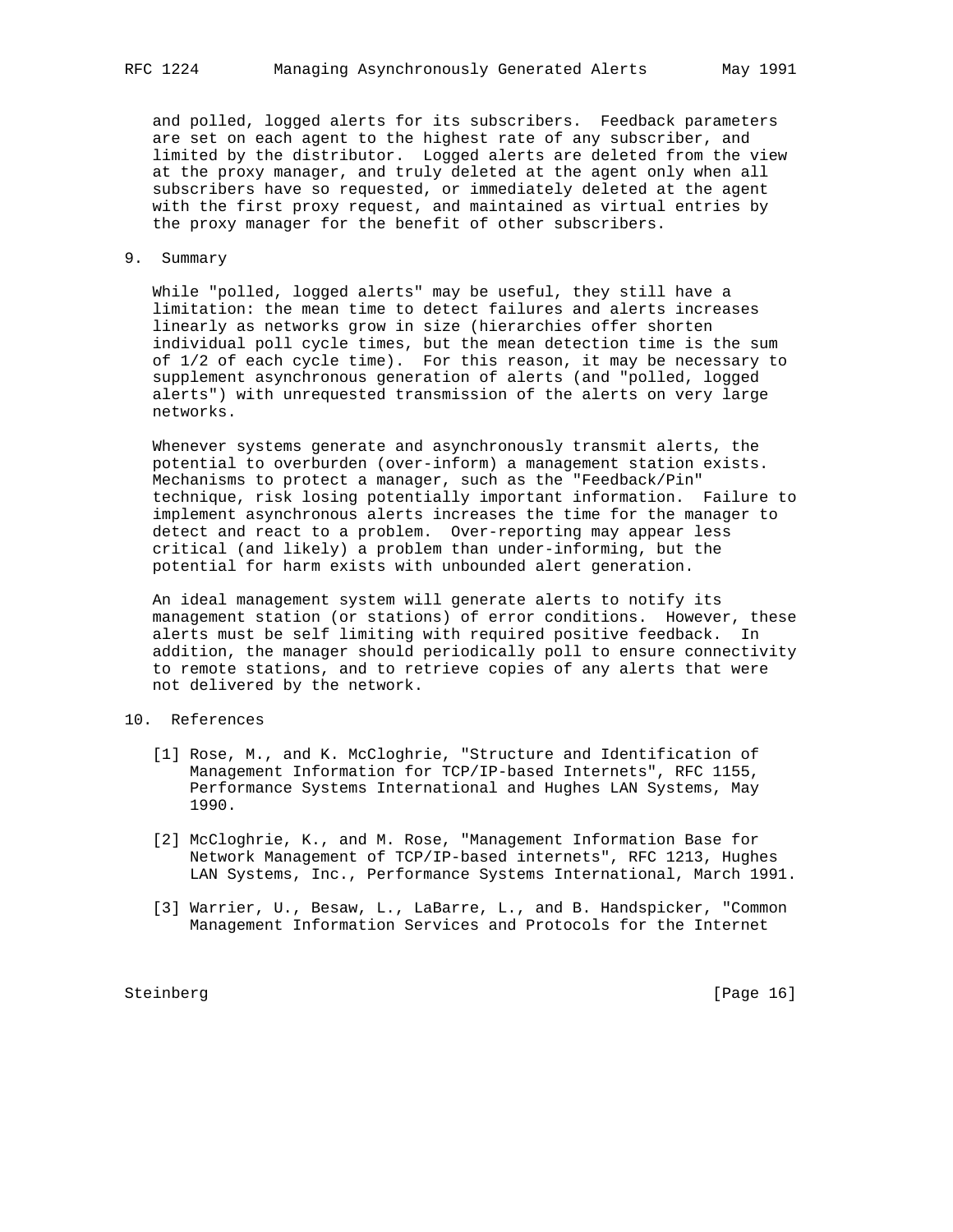and polled, logged alerts for its subscribers. Feedback parameters are set on each agent to the highest rate of any subscriber, and limited by the distributor. Logged alerts are deleted from the view at the proxy manager, and truly deleted at the agent only when all subscribers have so requested, or immediately deleted at the agent with the first proxy request, and maintained as virtual entries by the proxy manager for the benefit of other subscribers.

## 9. Summary

While "polled, logged alerts" may be useful, they still have a limitation: the mean time to detect failures and alerts increases linearly as networks grow in size (hierarchies offer shorten individual poll cycle times, but the mean detection time is the sum of 1/2 of each cycle time). For this reason, it may be necessary to supplement asynchronous generation of alerts (and "polled, logged alerts") with unrequested transmission of the alerts on very large networks.

Whenever systems generate and asynchronously transmit alerts, the potential to overburden (over-inform) a management station exists. Mechanisms to protect a manager, such as the "Feedback/Pin" technique, risk losing potentially important information. Failure to implement asynchronous alerts increases the time for the manager to detect and react to a problem. Over-reporting may appear less critical (and likely) a problem than under-informing, but the potential for harm exists with unbounded alert generation.

An ideal management system will generate alerts to notify its management station (or stations) of error conditions. However, these alerts must be self limiting with required positive feedback. In addition, the manager should periodically poll to ensure connectivity to remote stations, and to retrieve copies of any alerts that were not delivered by the network.

## 10. References

[1] Rose, M., and K. McCloghrie, "Structure and Identification of Management Information for TCP/IP-based Internets", RFC 1155, Performance Systems International and Hughes LAN Systems, May 1990.

[2] McCloghrie, K., and M. Rose, "Management Information Base for Network Management of TCP/IP-based internets", RFC 1213, Hughes LAN Systems, Inc., Performance Systems International, March 1991.

[3] Warrier, U., Besaw, L., LaBarre, L., and B. Handspicker, "Common Management Information Services and Protocols for the Internet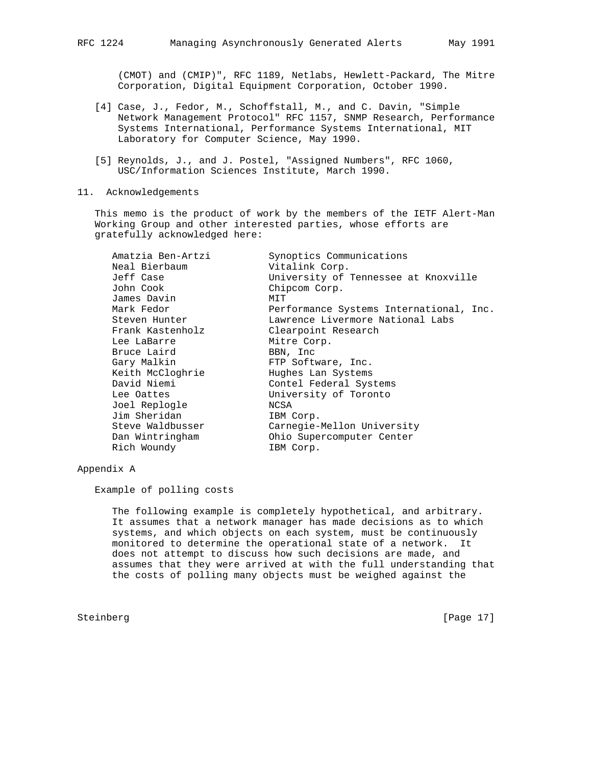(CMOT) and (CMIP)", RFC 1189, Netlabs, Hewlett-Packard, The Mitre Corporation, Digital Equipment Corporation, October 1990.

[4] Case, J., Fedor, M., Schoffstall, M., and C. Davin, "Simple Network Management Protocol" RFC 1157, SNMP Research, Performance Systems International, Performance Systems International, MIT Laboratory for Computer Science, May 1990.

[5] Reynolds, J., and J. Postel, "Assigned Numbers", RFC 1060, USC/Information Sciences Institute, March 1990.

## 11. Acknowledgements

This memo is the product of work by the members of the IETF Alert-Man Working Group and other interested parties, whose efforts are gratefully acknowledged here:

| | |
|---|---|
| Amatzia Ben-Artzi | Synoptics Communications |
| Neal Bierbaum | Vitalink Corp. |
| Jeff Case | University of Tennessee at Knoxville |
| John Cook | Chipcom Corp. |
| James Davin | MIT |
| Mark Fedor | Performance Systems International, Inc. |
| Steven Hunter | Lawrence Livermore National Labs |
| Frank Kastenholz | Clearpoint Research |
| Lee LaBarre | Mitre Corp. |
| Bruce Laird | BBN, Inc |
| Gary Malkin | FTP Software, Inc. |
| Keith McCloghrie | Hughes Lan Systems |
| David Niemi | Contel Federal Systems |
| Lee Oattes | University of Toronto |
| Joel Replogle | NCSA |
| Jim Sheridan | IBM Corp. |
| Steve Waldbusser | Carnegie-Mellon University |
| Dan Wintringham | Ohio Supercomputer Center |
| Rich Woundy | IBM Corp. |

## Appendix A

Example of polling costs

The following example is completely hypothetical, and arbitrary. It assumes that a network manager has made decisions as to which systems, and which objects on each system, must be continuously monitored to determine the operational state of a network. It does not attempt to discuss how such decisions are made, and assumes that they were arrived at with the full understanding that the costs of polling many objects must be weighed against the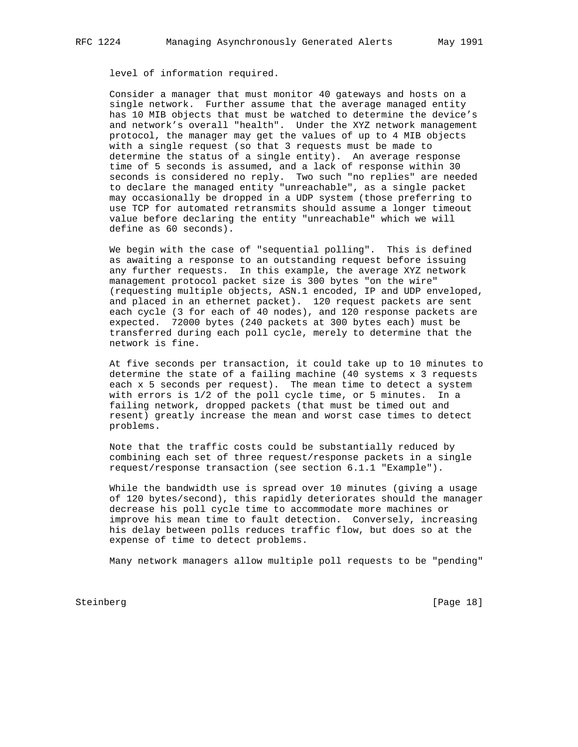level of information required.

Consider a manager that must monitor 40 gateways and hosts on a single network. Further assume that the average managed entity has 10 MIB objects that must be watched to determine the device's and network's overall "health". Under the XYZ network management protocol, the manager may get the values of up to 4 MIB objects with a single request (so that 3 requests must be made to determine the status of a single entity). An average response time of 5 seconds is assumed, and a lack of response within 30 seconds is considered no reply. Two such "no replies" are needed to declare the managed entity "unreachable", as a single packet may occasionally be dropped in a UDP system (those preferring to use TCP for automated retransmits should assume a longer timeout value before declaring the entity "unreachable" which we will define as 60 seconds).

We begin with the case of "sequential polling". This is defined as awaiting a response to an outstanding request before issuing any further requests. In this example, the average XYZ network management protocol packet size is 300 bytes "on the wire" (requesting multiple objects, ASN.1 encoded, IP and UDP enveloped, and placed in an ethernet packet). 120 request packets are sent each cycle (3 for each of 40 nodes), and 120 response packets are expected. 72000 bytes (240 packets at 300 bytes each) must be transferred during each poll cycle, merely to determine that the network is fine.

At five seconds per transaction, it could take up to 10 minutes to determine the state of a failing machine (40 systems x 3 requests each x 5 seconds per request). The mean time to detect a system with errors is 1/2 of the poll cycle time, or 5 minutes. In a failing network, dropped packets (that must be timed out and resent) greatly increase the mean and worst case times to detect problems.

Note that the traffic costs could be substantially reduced by combining each set of three request/response packets in a single request/response transaction (see section 6.1.1 "Example").

While the bandwidth use is spread over 10 minutes (giving a usage of 120 bytes/second), this rapidly deteriorates should the manager decrease his poll cycle time to accommodate more machines or improve his mean time to fault detection. Conversely, increasing his delay between polls reduces traffic flow, but does so at the expense of time to detect problems.

Many network managers allow multiple poll requests to be "pending"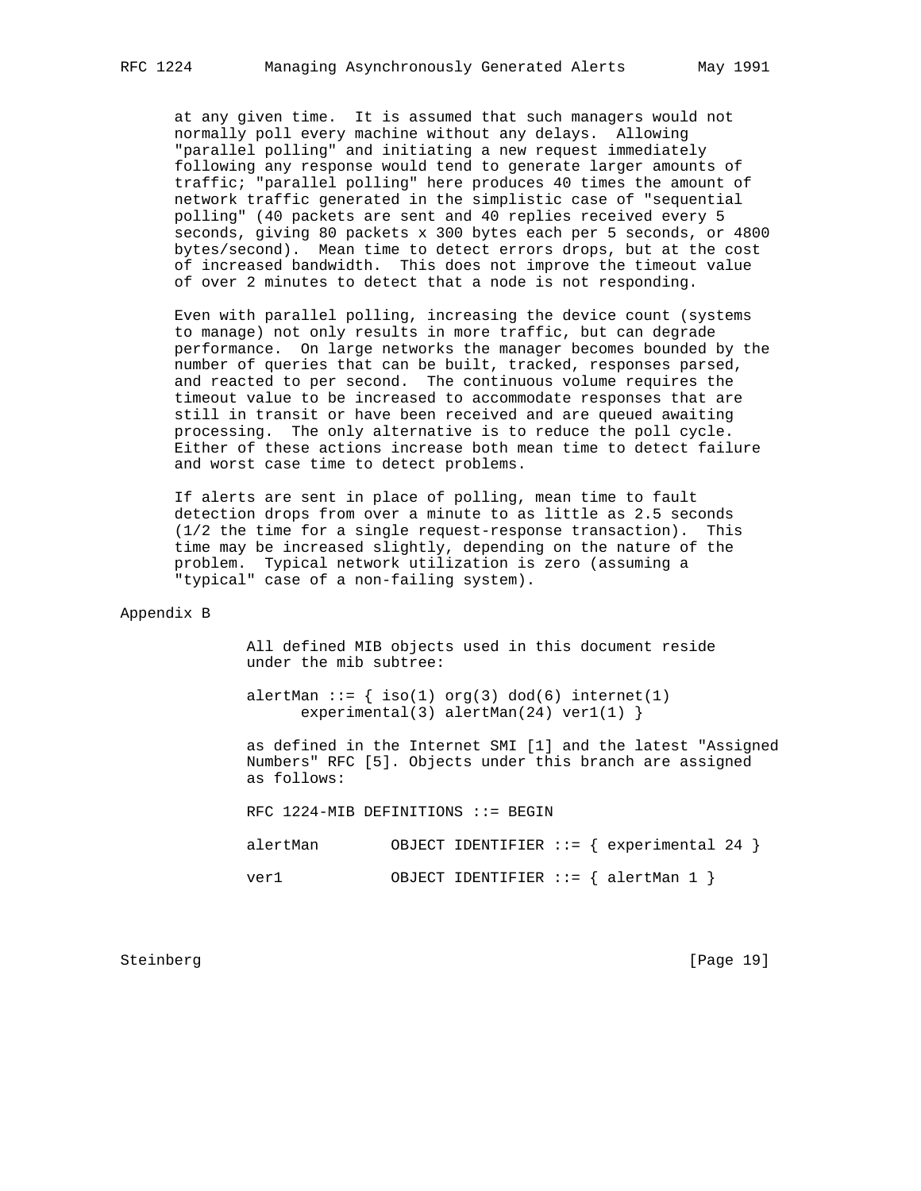at any given time. It is assumed that such managers would not normally poll every machine without any delays. Allowing "parallel polling" and initiating a new request immediately following any response would tend to generate larger amounts of traffic; "parallel polling" here produces 40 times the amount of network traffic generated in the simplistic case of "sequential polling" (40 packets are sent and 40 replies received every 5 seconds, giving 80 packets x 300 bytes each per 5 seconds, or 4800 bytes/second). Mean time to detect errors drops, but at the cost of increased bandwidth. This does not improve the timeout value of over 2 minutes to detect that a node is not responding.

Even with parallel polling, increasing the device count (systems to manage) not only results in more traffic, but can degrade performance. On large networks the manager becomes bounded by the number of queries that can be built, tracked, responses parsed, and reacted to per second. The continuous volume requires the timeout value to be increased to accommodate responses that are still in transit or have been received and are queued awaiting processing. The only alternative is to reduce the poll cycle. Either of these actions increase both mean time to detect failure and worst case time to detect problems.

If alerts are sent in place of polling, mean time to fault detection drops from over a minute to as little as 2.5 seconds (1/2 the time for a single request-response transaction). This time may be increased slightly, depending on the nature of the problem. Typical network utilization is zero (assuming a "typical" case of a non-failing system).

## Appendix B

All defined MIB objects used in this document reside under the mib subtree:

```
alertMan ::= { iso(1) org(3) dod(6) internet(1)
      experimental(3) alertMan(24) ver1(1) }
```

as defined in the Internet SMI [1] and the latest "Assigned Numbers" RFC [5]. Objects under this branch are assigned as follows:

```
RFC 1224-MIB DEFINITIONS ::= BEGIN

alertMan        OBJECT IDENTIFIER ::= { experimental 24 }

ver1            OBJECT IDENTIFIER ::= { alertMan 1 }
```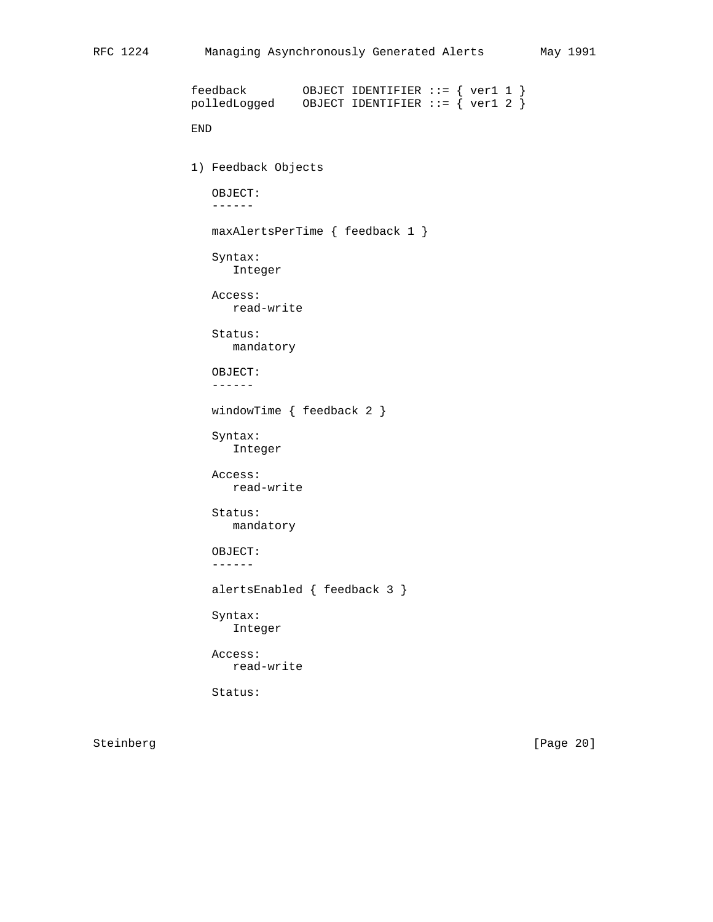```
feedback        OBJECT IDENTIFIER ::= { ver1 1 }
polledLogged    OBJECT IDENTIFIER ::= { ver1 2 }

END
```

1) Feedback Objects

```
OBJECT:
------

maxAlertsPerTime { feedback 1 }

Syntax:
   Integer

Access:
   read-write

Status:
   mandatory

OBJECT:
------

windowTime { feedback 2 }

Syntax:
   Integer

Access:
   read-write

Status:
   mandatory

OBJECT:
------

alertsEnabled { feedback 3 }

Syntax:
   Integer

Access:
   read-write

Status:
```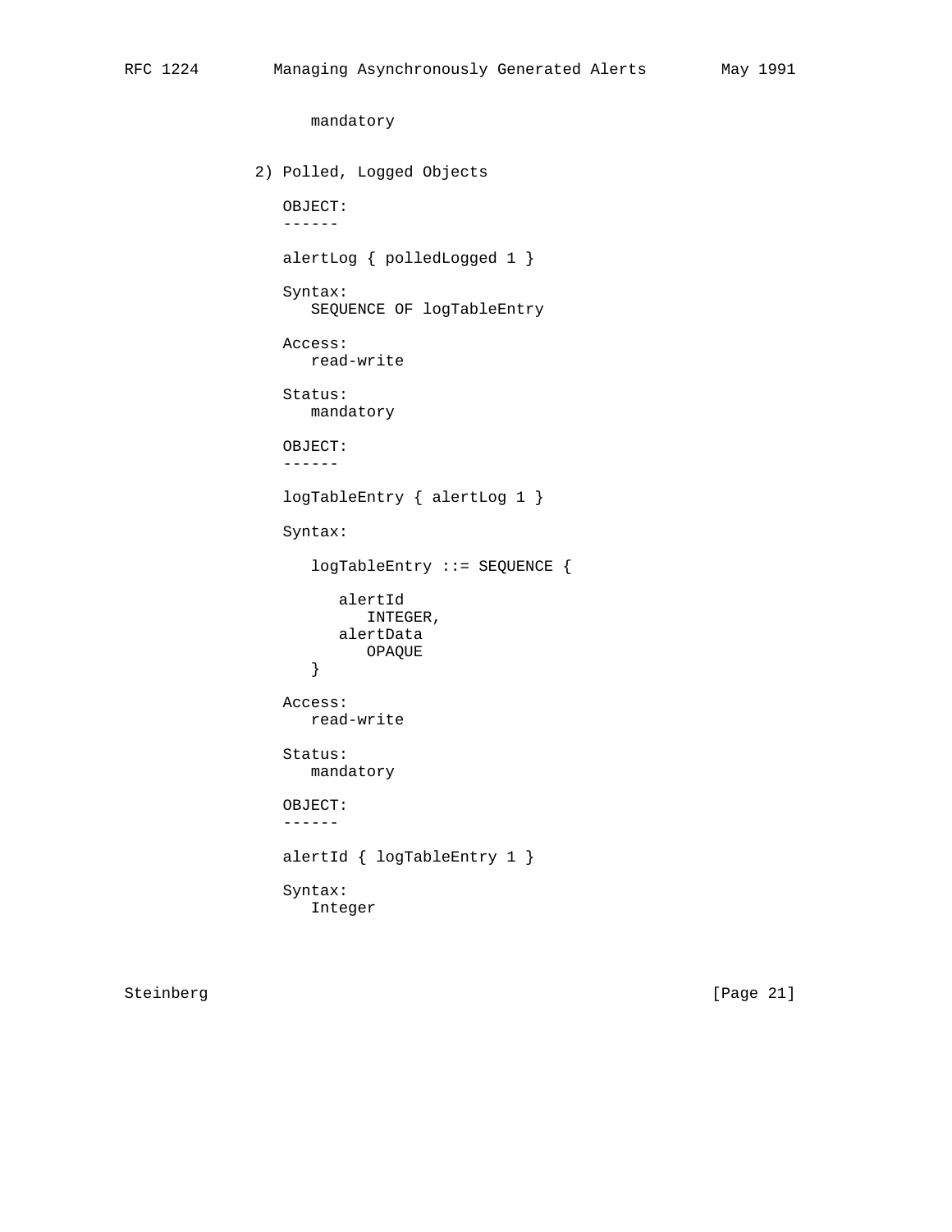```
      mandatory

   2) Polled, Logged Objects

      OBJECT:
      ------

      alertLog { polledLogged 1 }

      Syntax:
         SEQUENCE OF logTableEntry

      Access:
         read-write

      Status:
         mandatory

      OBJECT:
      ------

      logTableEntry { alertLog 1 }

      Syntax:

         logTableEntry ::= SEQUENCE {

            alertId
               INTEGER,
            alertData
               OPAQUE
         }

      Access:
         read-write

      Status:
         mandatory

      OBJECT:
      ------

      alertId { logTableEntry 1 }

      Syntax:
         Integer
```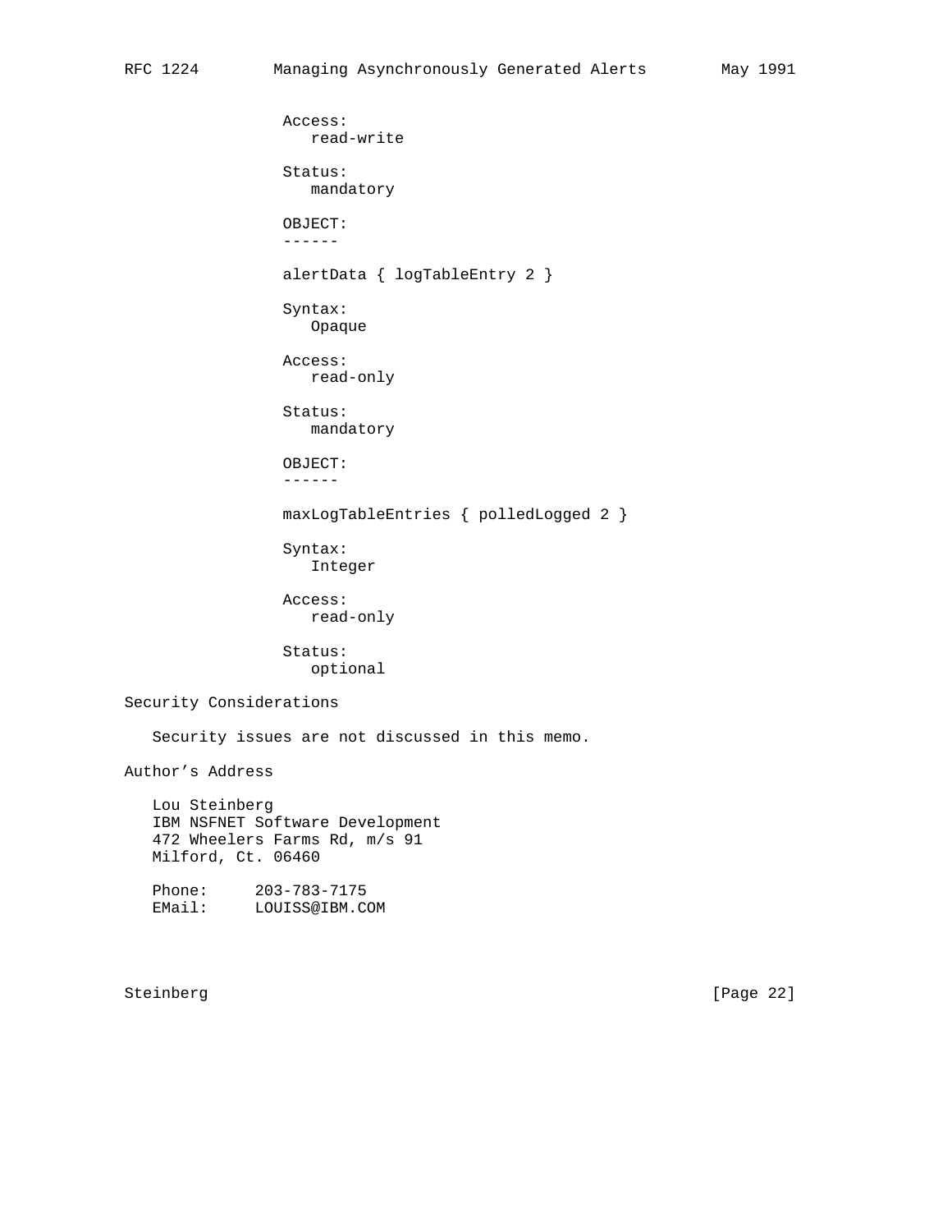Access:
   read-write

Status:
   mandatory

OBJECT:
------

alertData { logTableEntry 2 }

Syntax:
   Opaque

Access:
   read-only

Status:
   mandatory

OBJECT:
------

maxLogTableEntries { polledLogged 2 }

Syntax:
   Integer

Access:
   read-only

Status:
   optional

## Security Considerations

Security issues are not discussed in this memo.

## Author's Address

Lou Steinberg
IBM NSFNET Software Development
472 Wheelers Farms Rd, m/s 91
Milford, Ct. 06460

Phone: 203-783-7175
EMail: LOUISS@IBM.COM